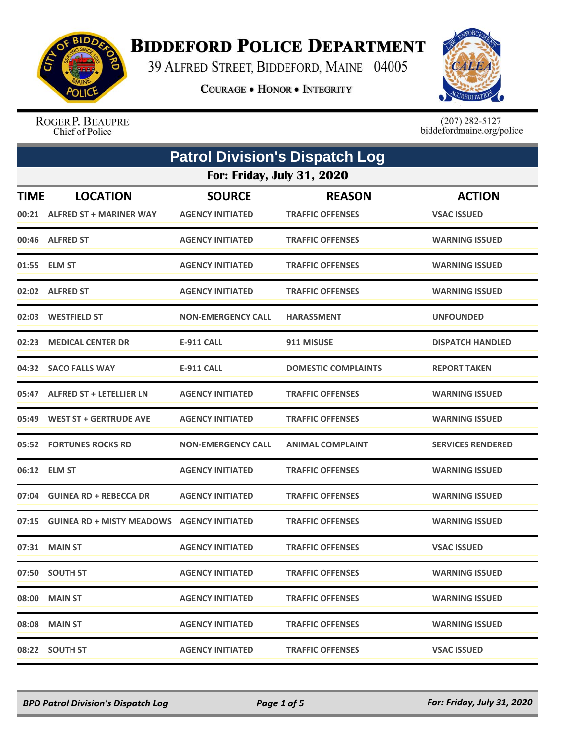# BIDDEFORD POLICE DEPARTMENT

39 ALFRED STREET, BIDDEFORD, MAINE 04005

COURAGE • HONOR • INTEGRITY

ROGER P. BEAUPRE
Chief of Police

(207) 282-5127
biddefordmaine.org/police

## Patrol Division's Dispatch Log

### For: Friday, July 31, 2020

| TIME | LOCATION | SOURCE | REASON | ACTION |
|---|---|---|---|---|
| 00:21 | ALFRED ST + MARINER WAY | AGENCY INITIATED | TRAFFIC OFFENSES | VSAC ISSUED |
| 00:46 | ALFRED ST | AGENCY INITIATED | TRAFFIC OFFENSES | WARNING ISSUED |
| 01:55 | ELM ST | AGENCY INITIATED | TRAFFIC OFFENSES | WARNING ISSUED |
| 02:02 | ALFRED ST | AGENCY INITIATED | TRAFFIC OFFENSES | WARNING ISSUED |
| 02:03 | WESTFIELD ST | NON-EMERGENCY CALL | HARASSMENT | UNFOUNDED |
| 02:23 | MEDICAL CENTER DR | E-911 CALL | 911 MISUSE | DISPATCH HANDLED |
| 04:32 | SACO FALLS WAY | E-911 CALL | DOMESTIC COMPLAINTS | REPORT TAKEN |
| 05:47 | ALFRED ST + LETELLIER LN | AGENCY INITIATED | TRAFFIC OFFENSES | WARNING ISSUED |
| 05:49 | WEST ST + GERTRUDE AVE | AGENCY INITIATED | TRAFFIC OFFENSES | WARNING ISSUED |
| 05:52 | FORTUNES ROCKS RD | NON-EMERGENCY CALL | ANIMAL COMPLAINT | SERVICES RENDERED |
| 06:12 | ELM ST | AGENCY INITIATED | TRAFFIC OFFENSES | WARNING ISSUED |
| 07:04 | GUINEA RD + REBECCA DR | AGENCY INITIATED | TRAFFIC OFFENSES | WARNING ISSUED |
| 07:15 | GUINEA RD + MISTY MEADOWS | AGENCY INITIATED | TRAFFIC OFFENSES | WARNING ISSUED |
| 07:31 | MAIN ST | AGENCY INITIATED | TRAFFIC OFFENSES | VSAC ISSUED |
| 07:50 | SOUTH ST | AGENCY INITIATED | TRAFFIC OFFENSES | WARNING ISSUED |
| 08:00 | MAIN ST | AGENCY INITIATED | TRAFFIC OFFENSES | WARNING ISSUED |
| 08:08 | MAIN ST | AGENCY INITIATED | TRAFFIC OFFENSES | WARNING ISSUED |
| 08:22 | SOUTH ST | AGENCY INITIATED | TRAFFIC OFFENSES | VSAC ISSUED |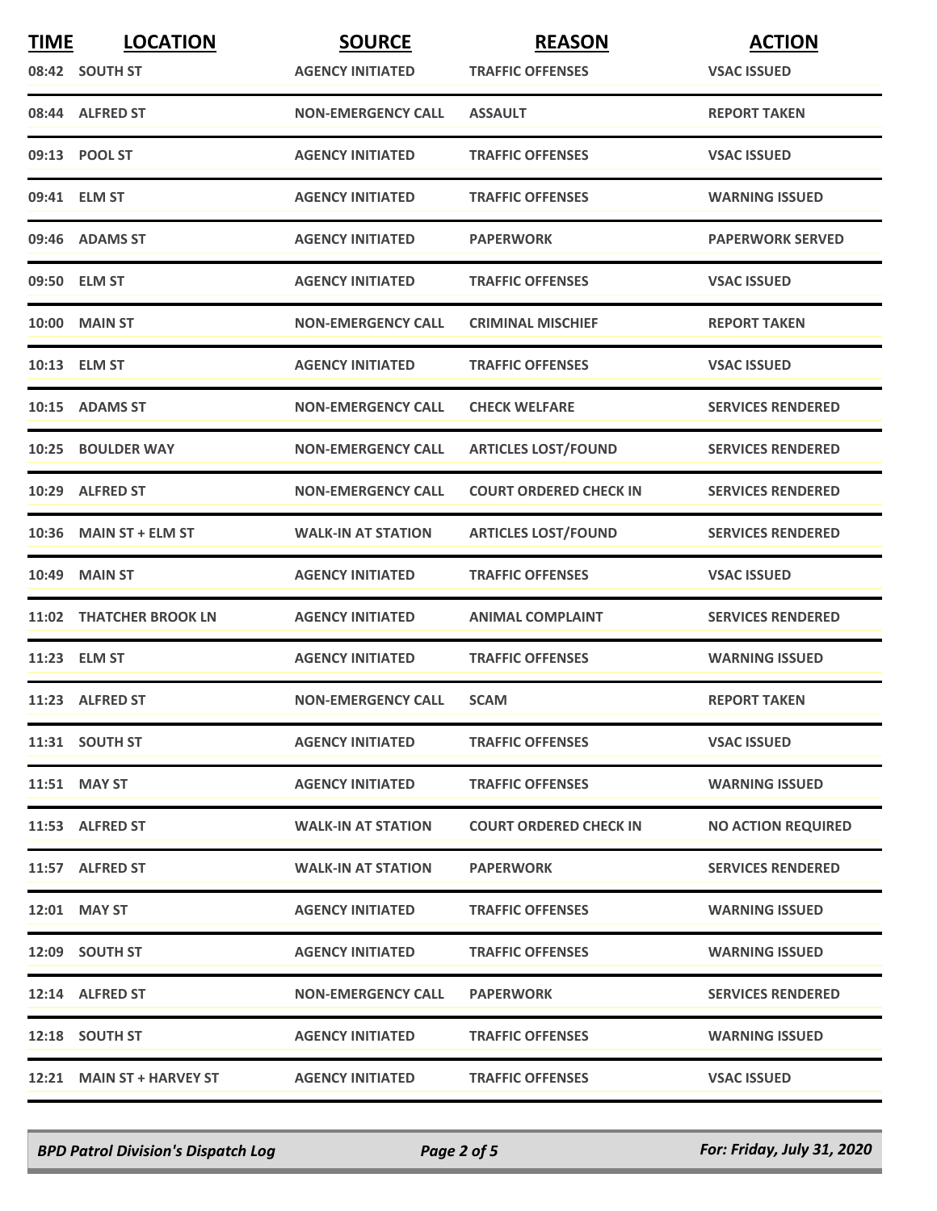| TIME | LOCATION | SOURCE | REASON | ACTION |
|---|---|---|---|---|
| 08:42 | SOUTH ST | AGENCY INITIATED | TRAFFIC OFFENSES | VSAC ISSUED |
| 08:44 | ALFRED ST | NON-EMERGENCY CALL | ASSAULT | REPORT TAKEN |
| 09:13 | POOL ST | AGENCY INITIATED | TRAFFIC OFFENSES | VSAC ISSUED |
| 09:41 | ELM ST | AGENCY INITIATED | TRAFFIC OFFENSES | WARNING ISSUED |
| 09:46 | ADAMS ST | AGENCY INITIATED | PAPERWORK | PAPERWORK SERVED |
| 09:50 | ELM ST | AGENCY INITIATED | TRAFFIC OFFENSES | VSAC ISSUED |
| 10:00 | MAIN ST | NON-EMERGENCY CALL | CRIMINAL MISCHIEF | REPORT TAKEN |
| 10:13 | ELM ST | AGENCY INITIATED | TRAFFIC OFFENSES | VSAC ISSUED |
| 10:15 | ADAMS ST | NON-EMERGENCY CALL | CHECK WELFARE | SERVICES RENDERED |
| 10:25 | BOULDER WAY | NON-EMERGENCY CALL | ARTICLES LOST/FOUND | SERVICES RENDERED |
| 10:29 | ALFRED ST | NON-EMERGENCY CALL | COURT ORDERED CHECK IN | SERVICES RENDERED |
| 10:36 | MAIN ST + ELM ST | WALK-IN AT STATION | ARTICLES LOST/FOUND | SERVICES RENDERED |
| 10:49 | MAIN ST | AGENCY INITIATED | TRAFFIC OFFENSES | VSAC ISSUED |
| 11:02 | THATCHER BROOK LN | AGENCY INITIATED | ANIMAL COMPLAINT | SERVICES RENDERED |
| 11:23 | ELM ST | AGENCY INITIATED | TRAFFIC OFFENSES | WARNING ISSUED |
| 11:23 | ALFRED ST | NON-EMERGENCY CALL | SCAM | REPORT TAKEN |
| 11:31 | SOUTH ST | AGENCY INITIATED | TRAFFIC OFFENSES | VSAC ISSUED |
| 11:51 | MAY ST | AGENCY INITIATED | TRAFFIC OFFENSES | WARNING ISSUED |
| 11:53 | ALFRED ST | WALK-IN AT STATION | COURT ORDERED CHECK IN | NO ACTION REQUIRED |
| 11:57 | ALFRED ST | WALK-IN AT STATION | PAPERWORK | SERVICES RENDERED |
| 12:01 | MAY ST | AGENCY INITIATED | TRAFFIC OFFENSES | WARNING ISSUED |
| 12:09 | SOUTH ST | AGENCY INITIATED | TRAFFIC OFFENSES | WARNING ISSUED |
| 12:14 | ALFRED ST | NON-EMERGENCY CALL | PAPERWORK | SERVICES RENDERED |
| 12:18 | SOUTH ST | AGENCY INITIATED | TRAFFIC OFFENSES | WARNING ISSUED |
| 12:21 | MAIN ST + HARVEY ST | AGENCY INITIATED | TRAFFIC OFFENSES | VSAC ISSUED |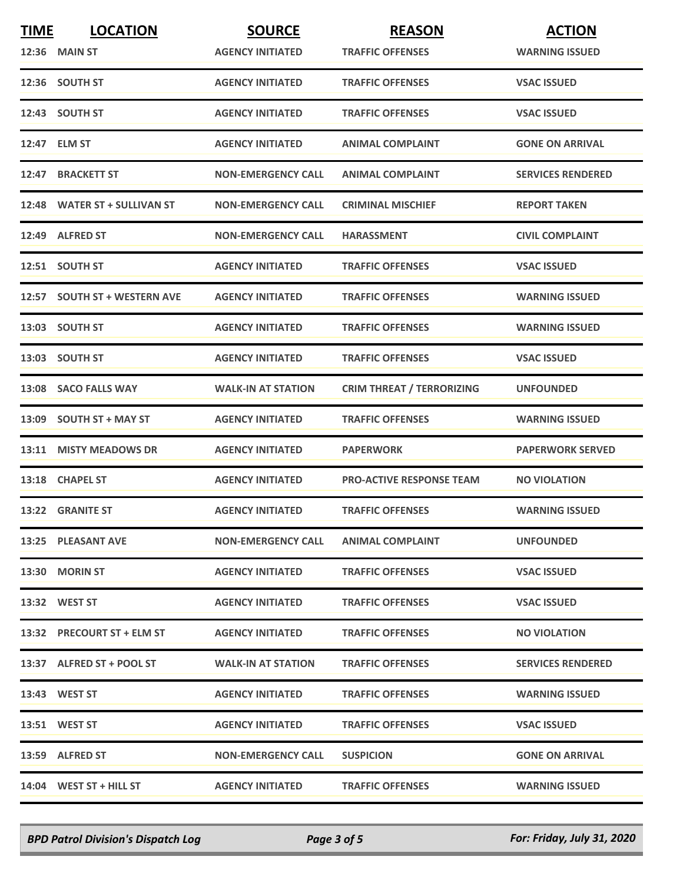| TIME | LOCATION | SOURCE | REASON | ACTION |
|---|---|---|---|---|
| 12:36 | MAIN ST | AGENCY INITIATED | TRAFFIC OFFENSES | WARNING ISSUED |
| 12:36 | SOUTH ST | AGENCY INITIATED | TRAFFIC OFFENSES | VSAC ISSUED |
| 12:43 | SOUTH ST | AGENCY INITIATED | TRAFFIC OFFENSES | VSAC ISSUED |
| 12:47 | ELM ST | AGENCY INITIATED | ANIMAL COMPLAINT | GONE ON ARRIVAL |
| 12:47 | BRACKETT ST | NON-EMERGENCY CALL | ANIMAL COMPLAINT | SERVICES RENDERED |
| 12:48 | WATER ST + SULLIVAN ST | NON-EMERGENCY CALL | CRIMINAL MISCHIEF | REPORT TAKEN |
| 12:49 | ALFRED ST | NON-EMERGENCY CALL | HARASSMENT | CIVIL COMPLAINT |
| 12:51 | SOUTH ST | AGENCY INITIATED | TRAFFIC OFFENSES | VSAC ISSUED |
| 12:57 | SOUTH ST + WESTERN AVE | AGENCY INITIATED | TRAFFIC OFFENSES | WARNING ISSUED |
| 13:03 | SOUTH ST | AGENCY INITIATED | TRAFFIC OFFENSES | WARNING ISSUED |
| 13:03 | SOUTH ST | AGENCY INITIATED | TRAFFIC OFFENSES | VSAC ISSUED |
| 13:08 | SACO FALLS WAY | WALK-IN AT STATION | CRIM THREAT / TERRORIZING | UNFOUNDED |
| 13:09 | SOUTH ST + MAY ST | AGENCY INITIATED | TRAFFIC OFFENSES | WARNING ISSUED |
| 13:11 | MISTY MEADOWS DR | AGENCY INITIATED | PAPERWORK | PAPERWORK SERVED |
| 13:18 | CHAPEL ST | AGENCY INITIATED | PRO-ACTIVE RESPONSE TEAM | NO VIOLATION |
| 13:22 | GRANITE ST | AGENCY INITIATED | TRAFFIC OFFENSES | WARNING ISSUED |
| 13:25 | PLEASANT AVE | NON-EMERGENCY CALL | ANIMAL COMPLAINT | UNFOUNDED |
| 13:30 | MORIN ST | AGENCY INITIATED | TRAFFIC OFFENSES | VSAC ISSUED |
| 13:32 | WEST ST | AGENCY INITIATED | TRAFFIC OFFENSES | VSAC ISSUED |
| 13:32 | PRECOURT ST + ELM ST | AGENCY INITIATED | TRAFFIC OFFENSES | NO VIOLATION |
| 13:37 | ALFRED ST + POOL ST | WALK-IN AT STATION | TRAFFIC OFFENSES | SERVICES RENDERED |
| 13:43 | WEST ST | AGENCY INITIATED | TRAFFIC OFFENSES | WARNING ISSUED |
| 13:51 | WEST ST | AGENCY INITIATED | TRAFFIC OFFENSES | VSAC ISSUED |
| 13:59 | ALFRED ST | NON-EMERGENCY CALL | SUSPICION | GONE ON ARRIVAL |
| 14:04 | WEST ST + HILL ST | AGENCY INITIATED | TRAFFIC OFFENSES | WARNING ISSUED |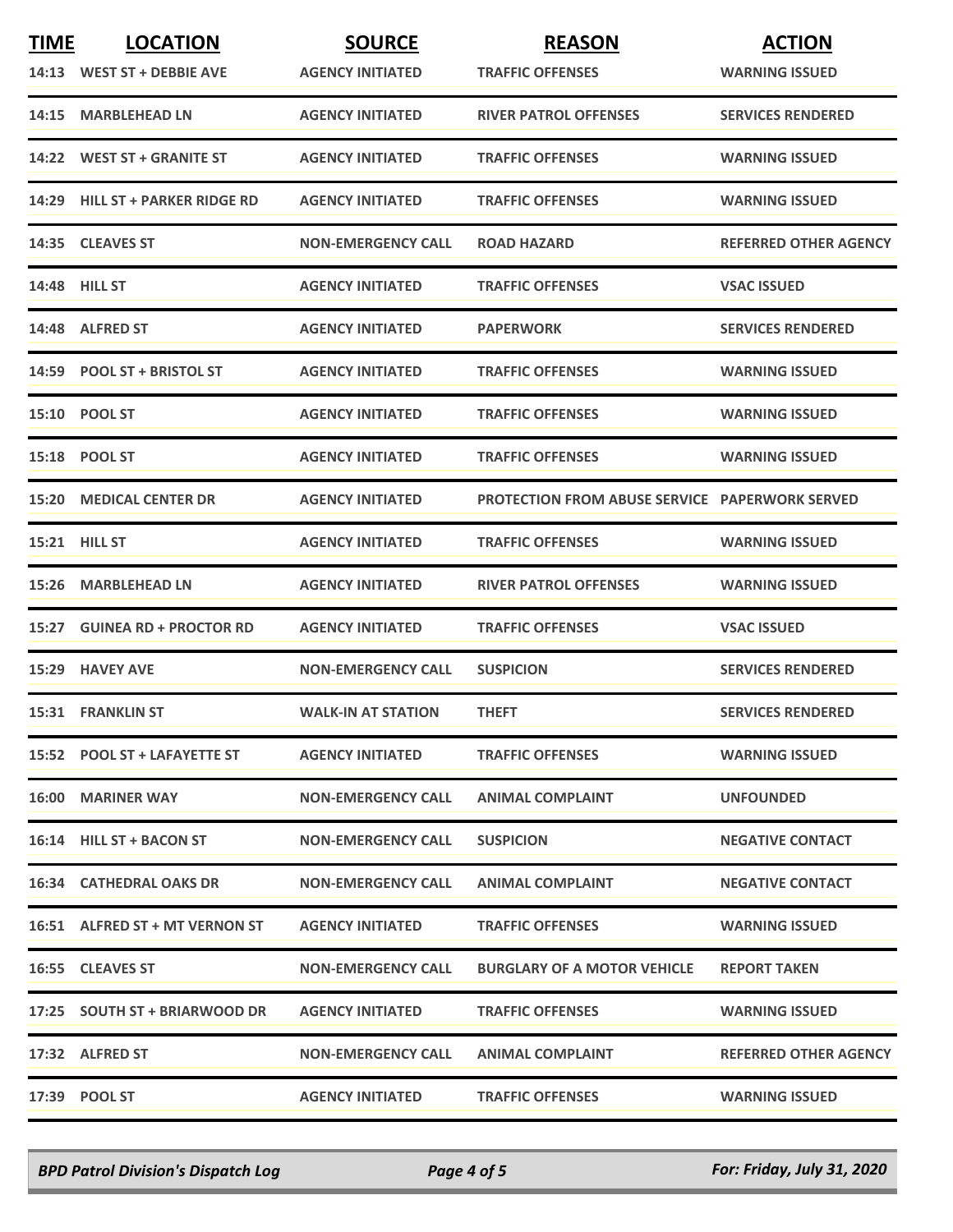| TIME | LOCATION | SOURCE | REASON | ACTION |
|---|---|---|---|---|
| 14:13 | WEST ST + DEBBIE AVE | AGENCY INITIATED | TRAFFIC OFFENSES | WARNING ISSUED |
| 14:15 | MARBLEHEAD LN | AGENCY INITIATED | RIVER PATROL OFFENSES | SERVICES RENDERED |
| 14:22 | WEST ST + GRANITE ST | AGENCY INITIATED | TRAFFIC OFFENSES | WARNING ISSUED |
| 14:29 | HILL ST + PARKER RIDGE RD | AGENCY INITIATED | TRAFFIC OFFENSES | WARNING ISSUED |
| 14:35 | CLEAVES ST | NON-EMERGENCY CALL | ROAD HAZARD | REFERRED OTHER AGENCY |
| 14:48 | HILL ST | AGENCY INITIATED | TRAFFIC OFFENSES | VSAC ISSUED |
| 14:48 | ALFRED ST | AGENCY INITIATED | PAPERWORK | SERVICES RENDERED |
| 14:59 | POOL ST + BRISTOL ST | AGENCY INITIATED | TRAFFIC OFFENSES | WARNING ISSUED |
| 15:10 | POOL ST | AGENCY INITIATED | TRAFFIC OFFENSES | WARNING ISSUED |
| 15:18 | POOL ST | AGENCY INITIATED | TRAFFIC OFFENSES | WARNING ISSUED |
| 15:20 | MEDICAL CENTER DR | AGENCY INITIATED | PROTECTION FROM ABUSE SERVICE | PAPERWORK SERVED |
| 15:21 | HILL ST | AGENCY INITIATED | TRAFFIC OFFENSES | WARNING ISSUED |
| 15:26 | MARBLEHEAD LN | AGENCY INITIATED | RIVER PATROL OFFENSES | WARNING ISSUED |
| 15:27 | GUINEA RD + PROCTOR RD | AGENCY INITIATED | TRAFFIC OFFENSES | VSAC ISSUED |
| 15:29 | HAVEY AVE | NON-EMERGENCY CALL | SUSPICION | SERVICES RENDERED |
| 15:31 | FRANKLIN ST | WALK-IN AT STATION | THEFT | SERVICES RENDERED |
| 15:52 | POOL ST + LAFAYETTE ST | AGENCY INITIATED | TRAFFIC OFFENSES | WARNING ISSUED |
| 16:00 | MARINER WAY | NON-EMERGENCY CALL | ANIMAL COMPLAINT | UNFOUNDED |
| 16:14 | HILL ST + BACON ST | NON-EMERGENCY CALL | SUSPICION | NEGATIVE CONTACT |
| 16:34 | CATHEDRAL OAKS DR | NON-EMERGENCY CALL | ANIMAL COMPLAINT | NEGATIVE CONTACT |
| 16:51 | ALFRED ST + MT VERNON ST | AGENCY INITIATED | TRAFFIC OFFENSES | WARNING ISSUED |
| 16:55 | CLEAVES ST | NON-EMERGENCY CALL | BURGLARY OF A MOTOR VEHICLE | REPORT TAKEN |
| 17:25 | SOUTH ST + BRIARWOOD DR | AGENCY INITIATED | TRAFFIC OFFENSES | WARNING ISSUED |
| 17:32 | ALFRED ST | NON-EMERGENCY CALL | ANIMAL COMPLAINT | REFERRED OTHER AGENCY |
| 17:39 | POOL ST | AGENCY INITIATED | TRAFFIC OFFENSES | WARNING ISSUED |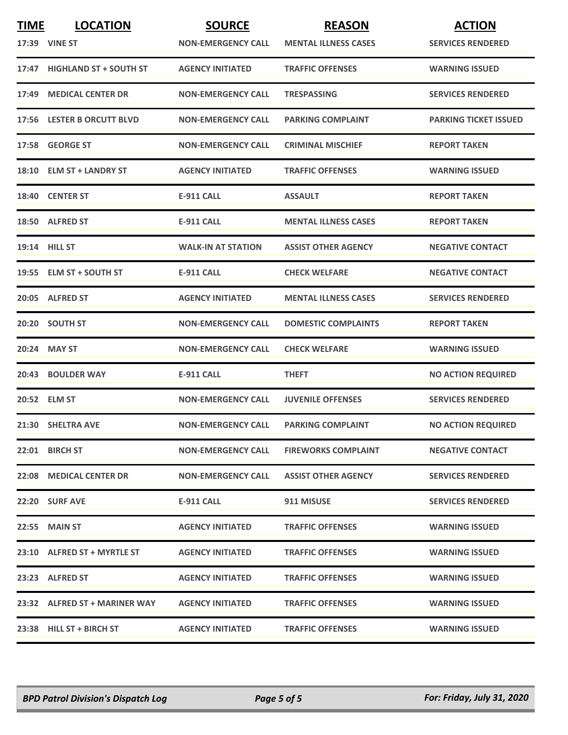| TIME | LOCATION | SOURCE | REASON | ACTION |
|---|---|---|---|---|
| 17:39 | VINE ST | NON-EMERGENCY CALL | MENTAL ILLNESS CASES | SERVICES RENDERED |
| 17:47 | HIGHLAND ST + SOUTH ST | AGENCY INITIATED | TRAFFIC OFFENSES | WARNING ISSUED |
| 17:49 | MEDICAL CENTER DR | NON-EMERGENCY CALL | TRESPASSING | SERVICES RENDERED |
| 17:56 | LESTER B ORCUTT BLVD | NON-EMERGENCY CALL | PARKING COMPLAINT | PARKING TICKET ISSUED |
| 17:58 | GEORGE ST | NON-EMERGENCY CALL | CRIMINAL MISCHIEF | REPORT TAKEN |
| 18:10 | ELM ST + LANDRY ST | AGENCY INITIATED | TRAFFIC OFFENSES | WARNING ISSUED |
| 18:40 | CENTER ST | E-911 CALL | ASSAULT | REPORT TAKEN |
| 18:50 | ALFRED ST | E-911 CALL | MENTAL ILLNESS CASES | REPORT TAKEN |
| 19:14 | HILL ST | WALK-IN AT STATION | ASSIST OTHER AGENCY | NEGATIVE CONTACT |
| 19:55 | ELM ST + SOUTH ST | E-911 CALL | CHECK WELFARE | NEGATIVE CONTACT |
| 20:05 | ALFRED ST | AGENCY INITIATED | MENTAL ILLNESS CASES | SERVICES RENDERED |
| 20:20 | SOUTH ST | NON-EMERGENCY CALL | DOMESTIC COMPLAINTS | REPORT TAKEN |
| 20:24 | MAY ST | NON-EMERGENCY CALL | CHECK WELFARE | WARNING ISSUED |
| 20:43 | BOULDER WAY | E-911 CALL | THEFT | NO ACTION REQUIRED |
| 20:52 | ELM ST | NON-EMERGENCY CALL | JUVENILE OFFENSES | SERVICES RENDERED |
| 21:30 | SHELTRA AVE | NON-EMERGENCY CALL | PARKING COMPLAINT | NO ACTION REQUIRED |
| 22:01 | BIRCH ST | NON-EMERGENCY CALL | FIREWORKS COMPLAINT | NEGATIVE CONTACT |
| 22:08 | MEDICAL CENTER DR | NON-EMERGENCY CALL | ASSIST OTHER AGENCY | SERVICES RENDERED |
| 22:20 | SURF AVE | E-911 CALL | 911 MISUSE | SERVICES RENDERED |
| 22:55 | MAIN ST | AGENCY INITIATED | TRAFFIC OFFENSES | WARNING ISSUED |
| 23:10 | ALFRED ST + MYRTLE ST | AGENCY INITIATED | TRAFFIC OFFENSES | WARNING ISSUED |
| 23:23 | ALFRED ST | AGENCY INITIATED | TRAFFIC OFFENSES | WARNING ISSUED |
| 23:32 | ALFRED ST + MARINER WAY | AGENCY INITIATED | TRAFFIC OFFENSES | WARNING ISSUED |
| 23:38 | HILL ST + BIRCH ST | AGENCY INITIATED | TRAFFIC OFFENSES | WARNING ISSUED |